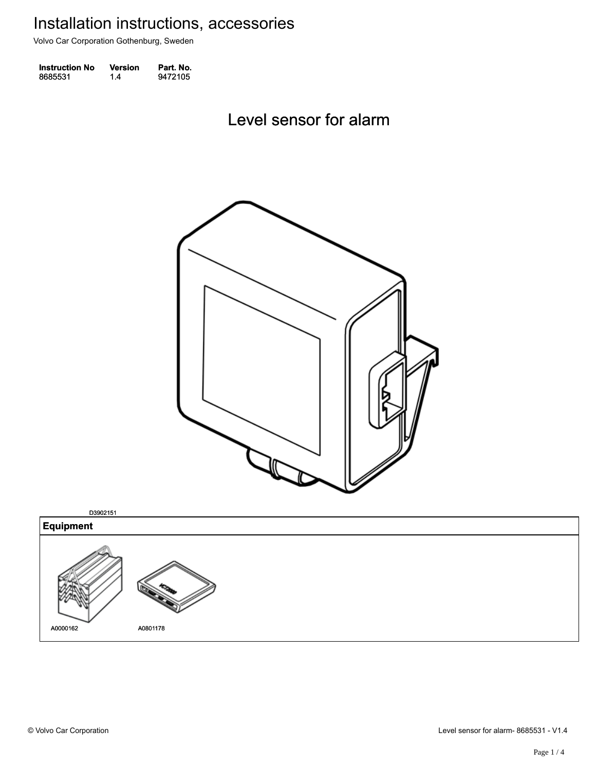# Installation instructions, accessories

Volvo Car Corporation Gothenburg, Sweden

| Instruction No | Version | Part. No. |
| --- | --- | --- |
| 8685531 | 1.4 | 9472105 |

## Level sensor for alarm

D3902151

| Equipment |
| --- |
| A0000162 A0801178 |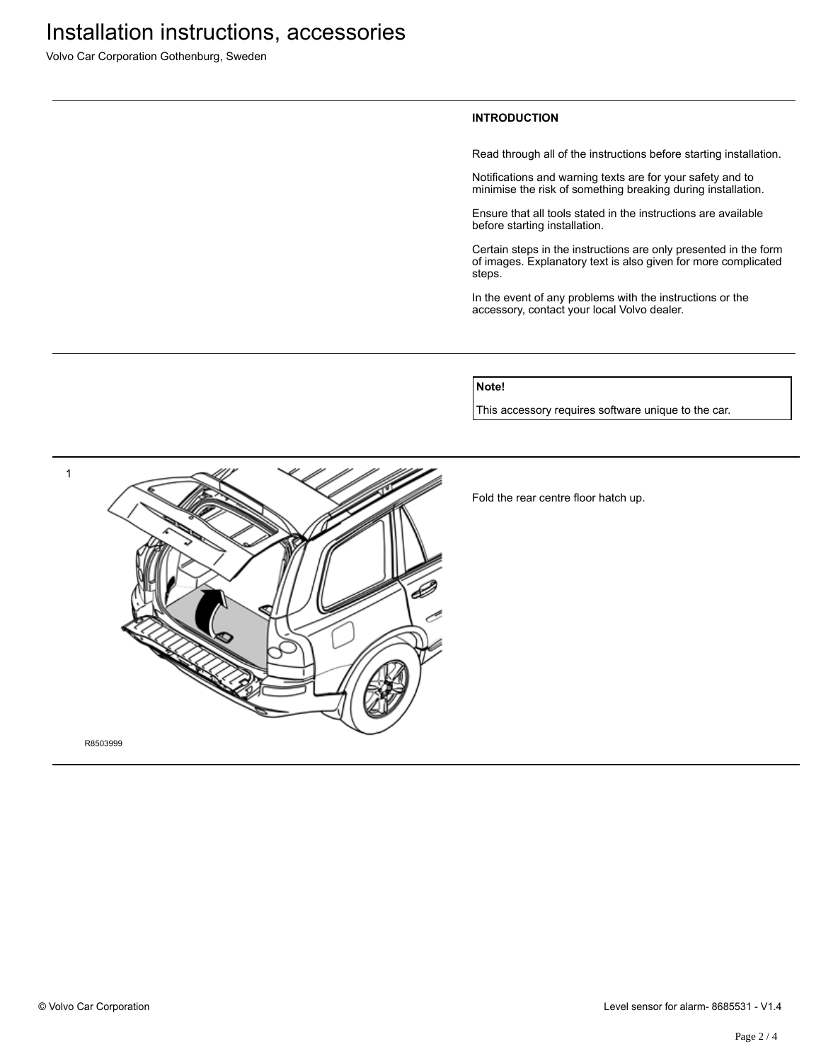## INTRODUCTION

Read through all of the instructions before starting installation.

Notifications and warning texts are for your safety and to minimise the risk of something breaking during installation.

Ensure that all tools stated in the instructions are available before starting installation.

Certain steps in the instructions are only presented in the form of images. Explanatory text is also given for more complicated steps.

In the event of any problems with the instructions or the accessory, contact your local Volvo dealer.

**Note!**

This accessory requires software unique to the car.

1

R8503999

Fold the rear centre floor hatch up.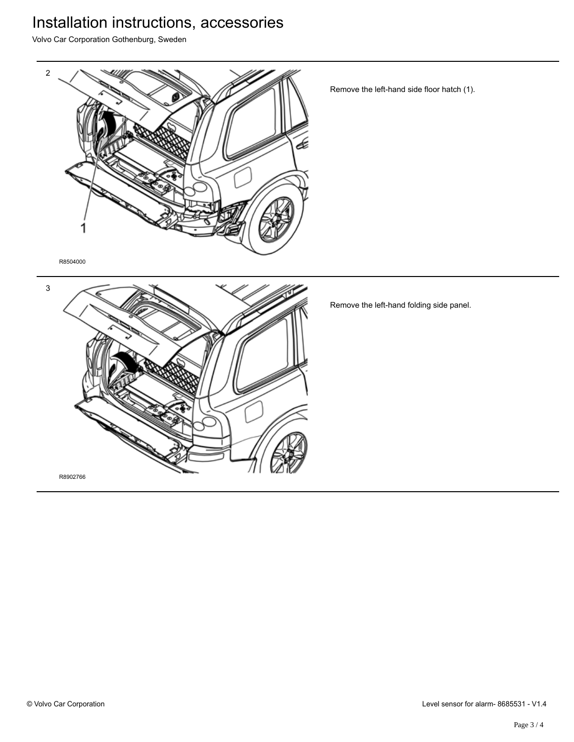# Installation instructions, accessories

Volvo Car Corporation Gothenburg, Sweden

2

1

R8504000

Remove the left-hand side floor hatch (1).

3

R8902766

Remove the left-hand folding side panel.

© Volvo Car Corporation

Level sensor for alarm- 8685531 - V1.4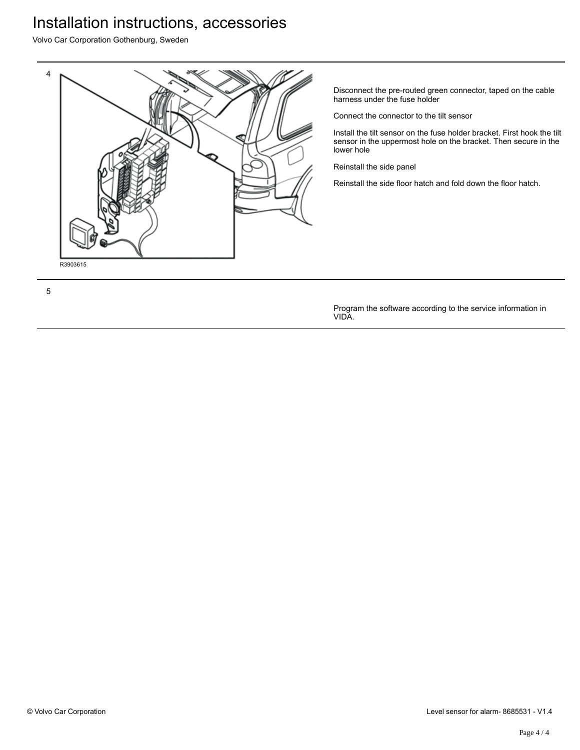4

R3903615

Disconnect the pre-routed green connector, taped on the cable harness under the fuse holder

Connect the connector to the tilt sensor

Install the tilt sensor on the fuse holder bracket. First hook the tilt sensor in the uppermost hole on the bracket. Then secure in the lower hole

Reinstall the side panel

Reinstall the side floor hatch and fold down the floor hatch.

5

Program the software according to the service information in VIDA.